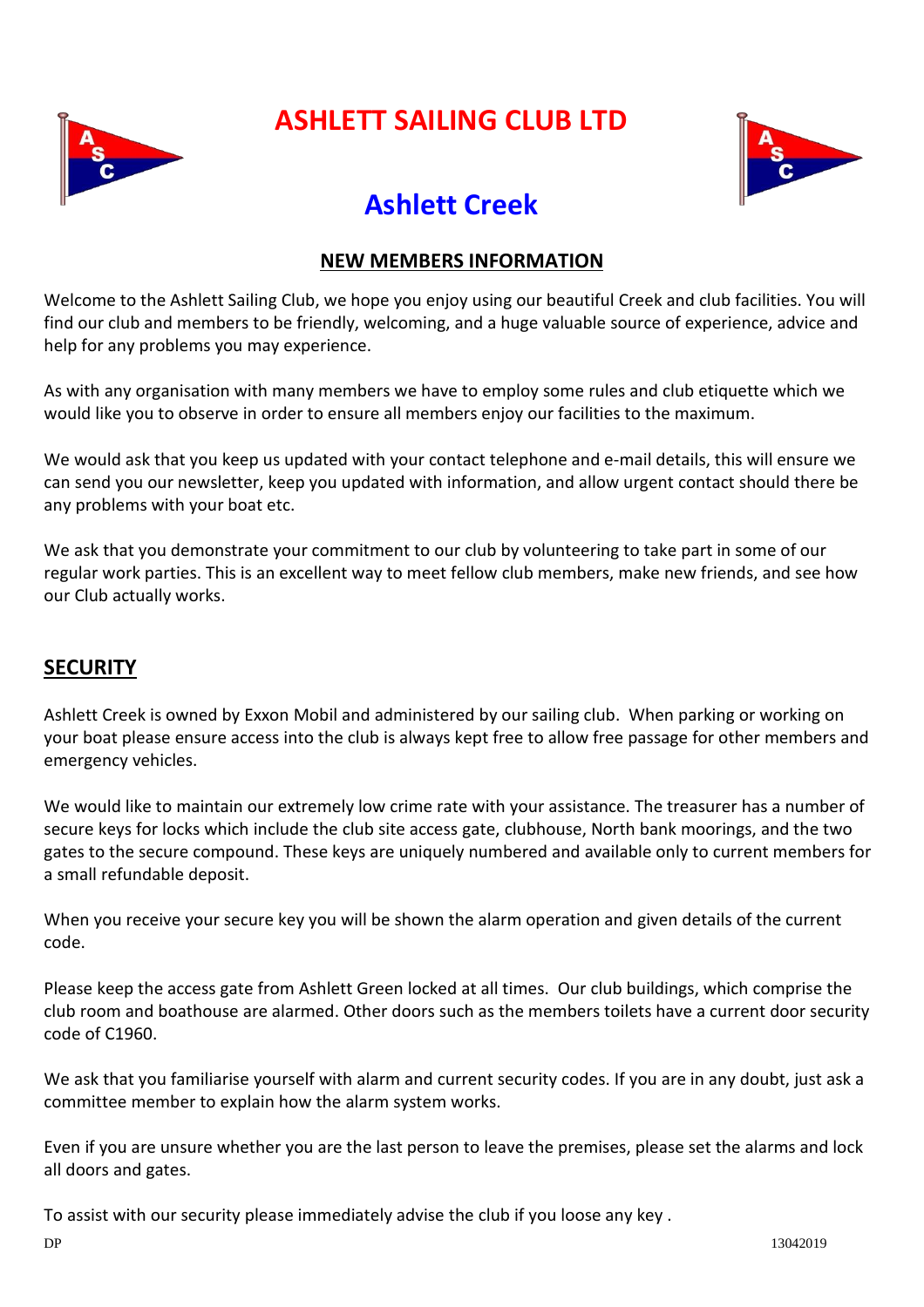# ASHLETT SAILING CLUB LTD

## Ashlett Creek

### NEW MEMBERS INFORMATION

Welcome to the Ashlett Sailing Club, we hope you enjoy using our beautiful Creek and club facilities. You will find our club and members to be friendly, welcoming, and a huge valuable source of experience, advice and help for any problems you may experience.

As with any organisation with many members we have to employ some rules and club etiquette which we would like you to observe in order to ensure all members enjoy our facilities to the maximum.

We would ask that you keep us updated with your contact telephone and e-mail details, this will ensure we can send you our newsletter, keep you updated with information, and allow urgent contact should there be any problems with your boat etc.

We ask that you demonstrate your commitment to our club by volunteering to take part in some of our regular work parties. This is an excellent way to meet fellow club members, make new friends, and see how our Club actually works.

## SECURITY

Ashlett Creek is owned by Exxon Mobil and administered by our sailing club. When parking or working on your boat please ensure access into the club is always kept free to allow free passage for other members and emergency vehicles.

We would like to maintain our extremely low crime rate with your assistance. The treasurer has a number of secure keys for locks which include the club site access gate, clubhouse, North bank moorings, and the two gates to the secure compound. These keys are uniquely numbered and available only to current members for a small refundable deposit.

When you receive your secure key you will be shown the alarm operation and given details of the current code.

Please keep the access gate from Ashlett Green locked at all times. Our club buildings, which comprise the club room and boathouse are alarmed. Other doors such as the members toilets have a current door security code of C1960.

We ask that you familiarise yourself with alarm and current security codes. If you are in any doubt, just ask a committee member to explain how the alarm system works.

Even if you are unsure whether you are the last person to leave the premises, please set the alarms and lock all doors and gates.

To assist with our security please immediately advise the club if you loose any key .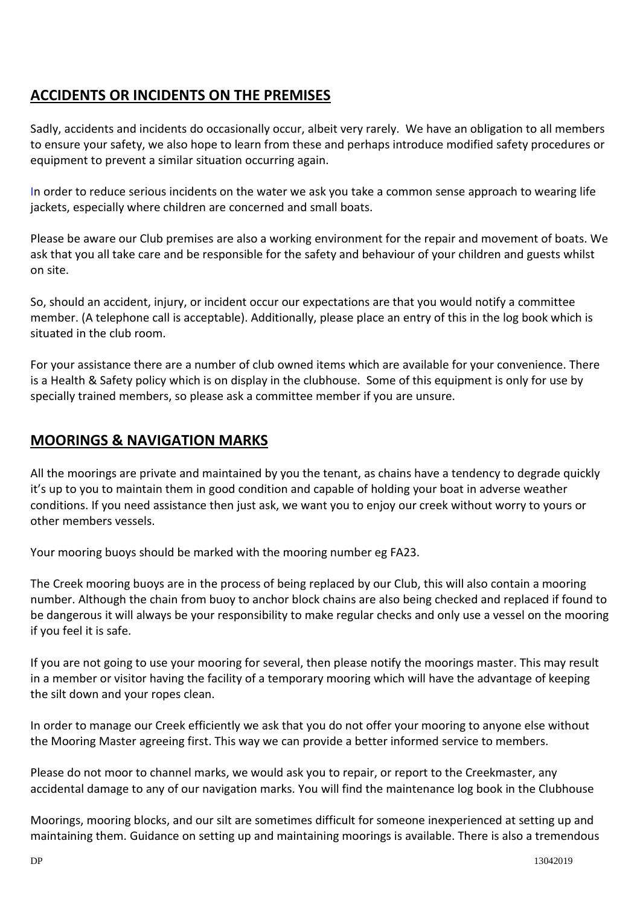## ACCIDENTS OR INCIDENTS ON THE PREMISES

Sadly, accidents and incidents do occasionally occur, albeit very rarely. We have an obligation to all members to ensure your safety, we also hope to learn from these and perhaps introduce modified safety procedures or equipment to prevent a similar situation occurring again.

In order to reduce serious incidents on the water we ask you take a common sense approach to wearing life jackets, especially where children are concerned and small boats.

Please be aware our Club premises are also a working environment for the repair and movement of boats. We ask that you all take care and be responsible for the safety and behaviour of your children and guests whilst on site.

So, should an accident, injury, or incident occur our expectations are that you would notify a committee member. (A telephone call is acceptable). Additionally, please place an entry of this in the log book which is situated in the club room.

For your assistance there are a number of club owned items which are available for your convenience. There is a Health & Safety policy which is on display in the clubhouse. Some of this equipment is only for use by specially trained members, so please ask a committee member if you are unsure.

## MOORINGS & NAVIGATION MARKS

All the moorings are private and maintained by you the tenant, as chains have a tendency to degrade quickly it's up to you to maintain them in good condition and capable of holding your boat in adverse weather conditions. If you need assistance then just ask, we want you to enjoy our creek without worry to yours or other members vessels.

Your mooring buoys should be marked with the mooring number eg FA23.

The Creek mooring buoys are in the process of being replaced by our Club, this will also contain a mooring number. Although the chain from buoy to anchor block chains are also being checked and replaced if found to be dangerous it will always be your responsibility to make regular checks and only use a vessel on the mooring if you feel it is safe.

If you are not going to use your mooring for several, then please notify the moorings master. This may result in a member or visitor having the facility of a temporary mooring which will have the advantage of keeping the silt down and your ropes clean.

In order to manage our Creek efficiently we ask that you do not offer your mooring to anyone else without the Mooring Master agreeing first. This way we can provide a better informed service to members.

Please do not moor to channel marks, we would ask you to repair, or report to the Creekmaster, any accidental damage to any of our navigation marks. You will find the maintenance log book in the Clubhouse

Moorings, mooring blocks, and our silt are sometimes difficult for someone inexperienced at setting up and maintaining them. Guidance on setting up and maintaining moorings is available. There is also a tremendous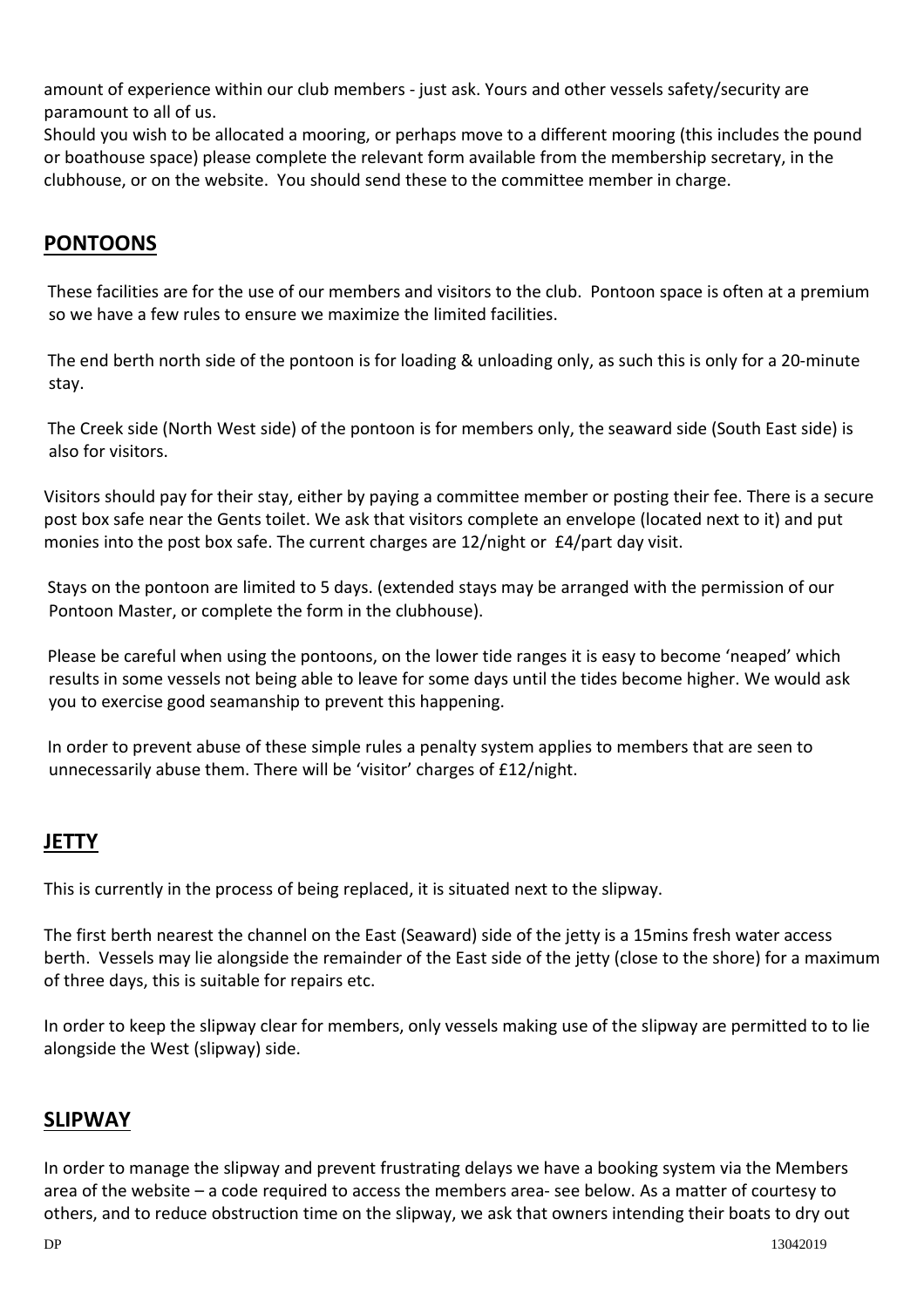amount of experience within our club members - just ask. Yours and other vessels safety/security are paramount to all of us.

Should you wish to be allocated a mooring, or perhaps move to a different mooring (this includes the pound or boathouse space) please complete the relevant form available from the membership secretary, in the clubhouse, or on the website. You should send these to the committee member in charge.

## PONTOONS

These facilities are for the use of our members and visitors to the club. Pontoon space is often at a premium so we have a few rules to ensure we maximize the limited facilities.

The end berth north side of the pontoon is for loading & unloading only, as such this is only for a 20-minute stay.

The Creek side (North West side) of the pontoon is for members only, the seaward side (South East side) is also for visitors.

Visitors should pay for their stay, either by paying a committee member or posting their fee. There is a secure post box safe near the Gents toilet. We ask that visitors complete an envelope (located next to it) and put monies into the post box safe. The current charges are 12/night or £4/part day visit.

Stays on the pontoon are limited to 5 days. (extended stays may be arranged with the permission of our Pontoon Master, or complete the form in the clubhouse).

Please be careful when using the pontoons, on the lower tide ranges it is easy to become 'neaped' which results in some vessels not being able to leave for some days until the tides become higher. We would ask you to exercise good seamanship to prevent this happening.

In order to prevent abuse of these simple rules a penalty system applies to members that are seen to unnecessarily abuse them. There will be 'visitor' charges of £12/night.

## JETTY

This is currently in the process of being replaced, it is situated next to the slipway.

The first berth nearest the channel on the East (Seaward) side of the jetty is a 15mins fresh water access berth. Vessels may lie alongside the remainder of the East side of the jetty (close to the shore) for a maximum of three days, this is suitable for repairs etc.

In order to keep the slipway clear for members, only vessels making use of the slipway are permitted to to lie alongside the West (slipway) side.

## SLIPWAY

In order to manage the slipway and prevent frustrating delays we have a booking system via the Members area of the website – a code required to access the members area- see below. As a matter of courtesy to others, and to reduce obstruction time on the slipway, we ask that owners intending their boats to dry out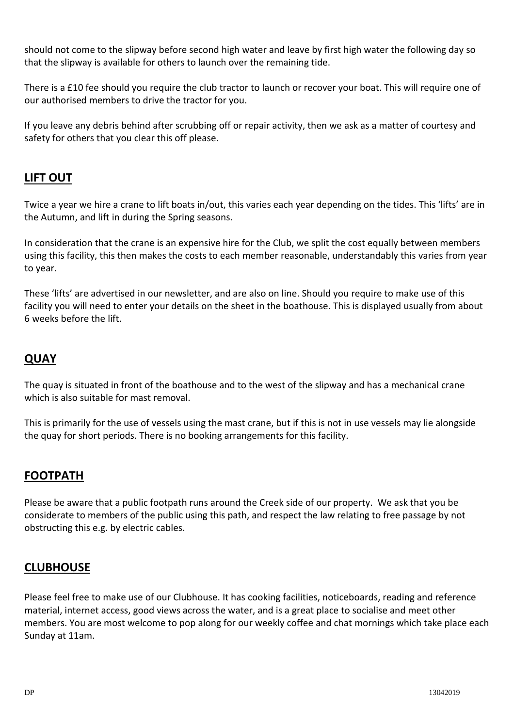should not come to the slipway before second high water and leave by first high water the following day so that the slipway is available for others to launch over the remaining tide.

There is a £10 fee should you require the club tractor to launch or recover your boat. This will require one of our authorised members to drive the tractor for you.

If you leave any debris behind after scrubbing off or repair activity, then we ask as a matter of courtesy and safety for others that you clear this off please.

## LIFT OUT

Twice a year we hire a crane to lift boats in/out, this varies each year depending on the tides. This 'lifts' are in the Autumn, and lift in during the Spring seasons.

In consideration that the crane is an expensive hire for the Club, we split the cost equally between members using this facility, this then makes the costs to each member reasonable, understandably this varies from year to year.

These 'lifts' are advertised in our newsletter, and are also on line. Should you require to make use of this facility you will need to enter your details on the sheet in the boathouse. This is displayed usually from about 6 weeks before the lift.

## QUAY

The quay is situated in front of the boathouse and to the west of the slipway and has a mechanical crane which is also suitable for mast removal.

This is primarily for the use of vessels using the mast crane, but if this is not in use vessels may lie alongside the quay for short periods. There is no booking arrangements for this facility.

## FOOTPATH

Please be aware that a public footpath runs around the Creek side of our property. We ask that you be considerate to members of the public using this path, and respect the law relating to free passage by not obstructing this e.g. by electric cables.

## CLUBHOUSE

Please feel free to make use of our Clubhouse. It has cooking facilities, noticeboards, reading and reference material, internet access, good views across the water, and is a great place to socialise and meet other members. You are most welcome to pop along for our weekly coffee and chat mornings which take place each Sunday at 11am.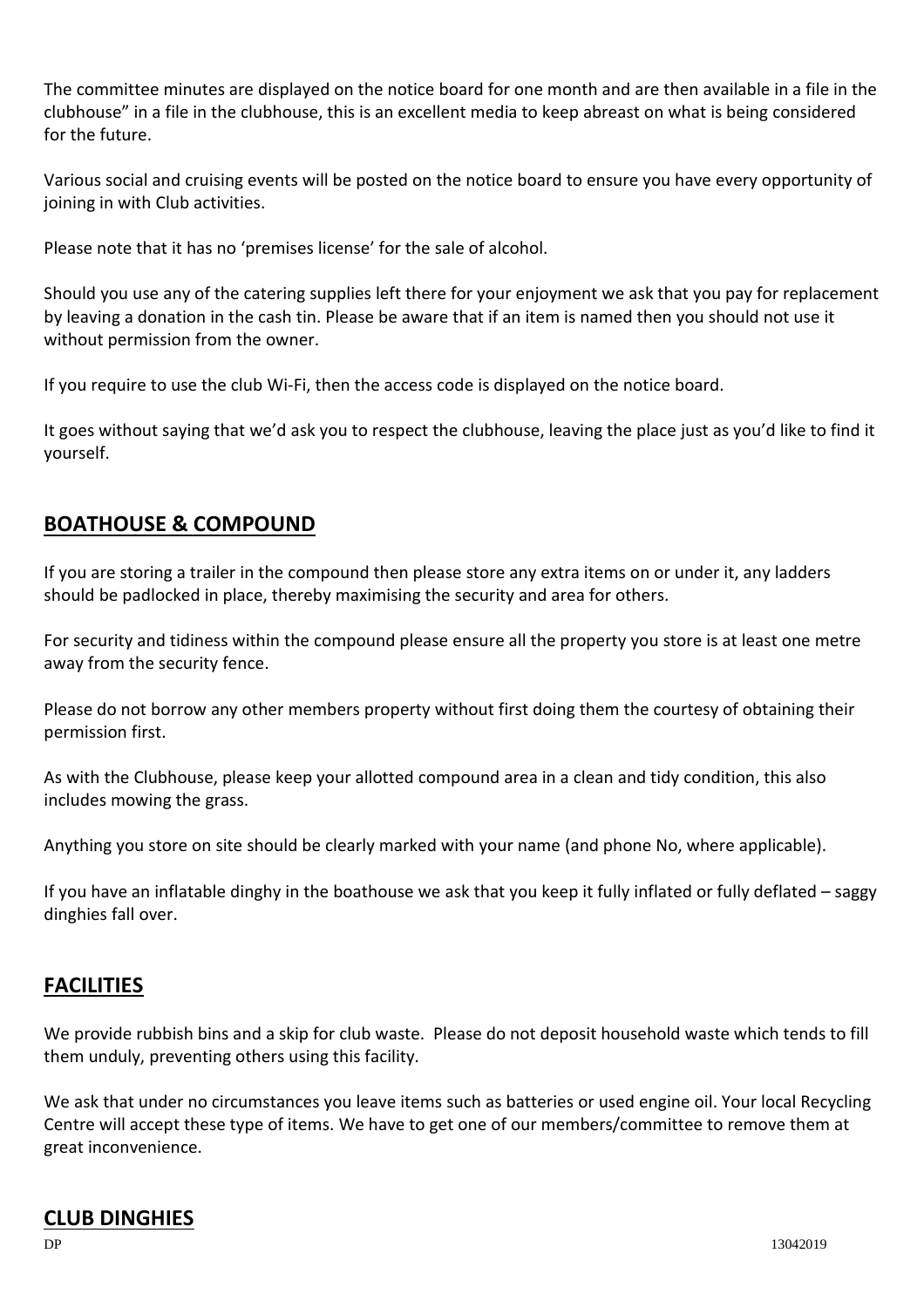The committee minutes are displayed on the notice board for one month and are then available in a file in the clubhouse" in a file in the clubhouse, this is an excellent media to keep abreast on what is being considered for the future.

Various social and cruising events will be posted on the notice board to ensure you have every opportunity of joining in with Club activities.

Please note that it has no 'premises license' for the sale of alcohol.

Should you use any of the catering supplies left there for your enjoyment we ask that you pay for replacement by leaving a donation in the cash tin. Please be aware that if an item is named then you should not use it without permission from the owner.

If you require to use the club Wi-Fi, then the access code is displayed on the notice board.

It goes without saying that we'd ask you to respect the clubhouse, leaving the place just as you'd like to find it yourself.

## BOATHOUSE & COMPOUND

If you are storing a trailer in the compound then please store any extra items on or under it, any ladders should be padlocked in place, thereby maximising the security and area for others.

For security and tidiness within the compound please ensure all the property you store is at least one metre away from the security fence.

Please do not borrow any other members property without first doing them the courtesy of obtaining their permission first.

As with the Clubhouse, please keep your allotted compound area in a clean and tidy condition, this also includes mowing the grass.

Anything you store on site should be clearly marked with your name (and phone No, where applicable).

If you have an inflatable dinghy in the boathouse we ask that you keep it fully inflated or fully deflated – saggy dinghies fall over.

## FACILITIES

We provide rubbish bins and a skip for club waste. Please do not deposit household waste which tends to fill them unduly, preventing others using this facility.

We ask that under no circumstances you leave items such as batteries or used engine oil. Your local Recycling Centre will accept these type of items. We have to get one of our members/committee to remove them at great inconvenience.

## CLUB DINGHIES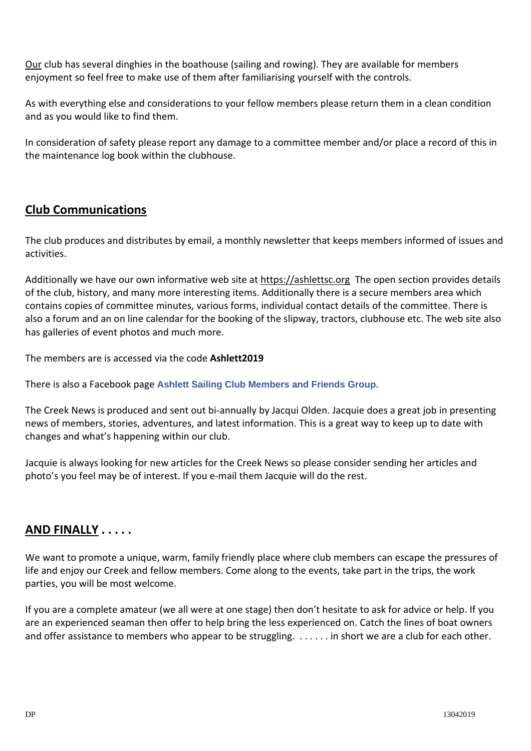Our club has several dinghies in the boathouse (sailing and rowing). They are available for members enjoyment so feel free to make use of them after familiarising yourself with the controls.

As with everything else and considerations to your fellow members please return them in a clean condition and as you would like to find them.

In consideration of safety please report any damage to a committee member and/or place a record of this in the maintenance log book within the clubhouse.

## Club Communications

The club produces and distributes by email, a monthly newsletter that keeps members informed of issues and activities.

Additionally we have our own informative web site at https://ashlettsc.org The open section provides details of the club, history, and many more interesting items. Additionally there is a secure members area which contains copies of committee minutes, various forms, individual contact details of the committee. There is also a forum and an on line calendar for the booking of the slipway, tractors, clubhouse etc. The web site also has galleries of event photos and much more.

The members are is accessed via the code **Ashlett2019**

There is also a Facebook page **Ashlett Sailing Club Members and Friends Group.**

The Creek News is produced and sent out bi-annually by Jacqui Olden. Jacquie does a great job in presenting news of members, stories, adventures, and latest information. This is a great way to keep up to date with changes and what's happening within our club.

Jacquie is always looking for new articles for the Creek News so please consider sending her articles and photo's you feel may be of interest. If you e-mail them Jacquie will do the rest.

## AND FINALLY . . . . .

We want to promote a unique, warm, family friendly place where club members can escape the pressures of life and enjoy our Creek and fellow members. Come along to the events, take part in the trips, the work parties, you will be most welcome.

If you are a complete amateur (we all were at one stage) then don't hesitate to ask for advice or help. If you are an experienced seaman then offer to help bring the less experienced on. Catch the lines of boat owners and offer assistance to members who appear to be struggling. . . . . . . in short we are a club for each other.

DP 13042019